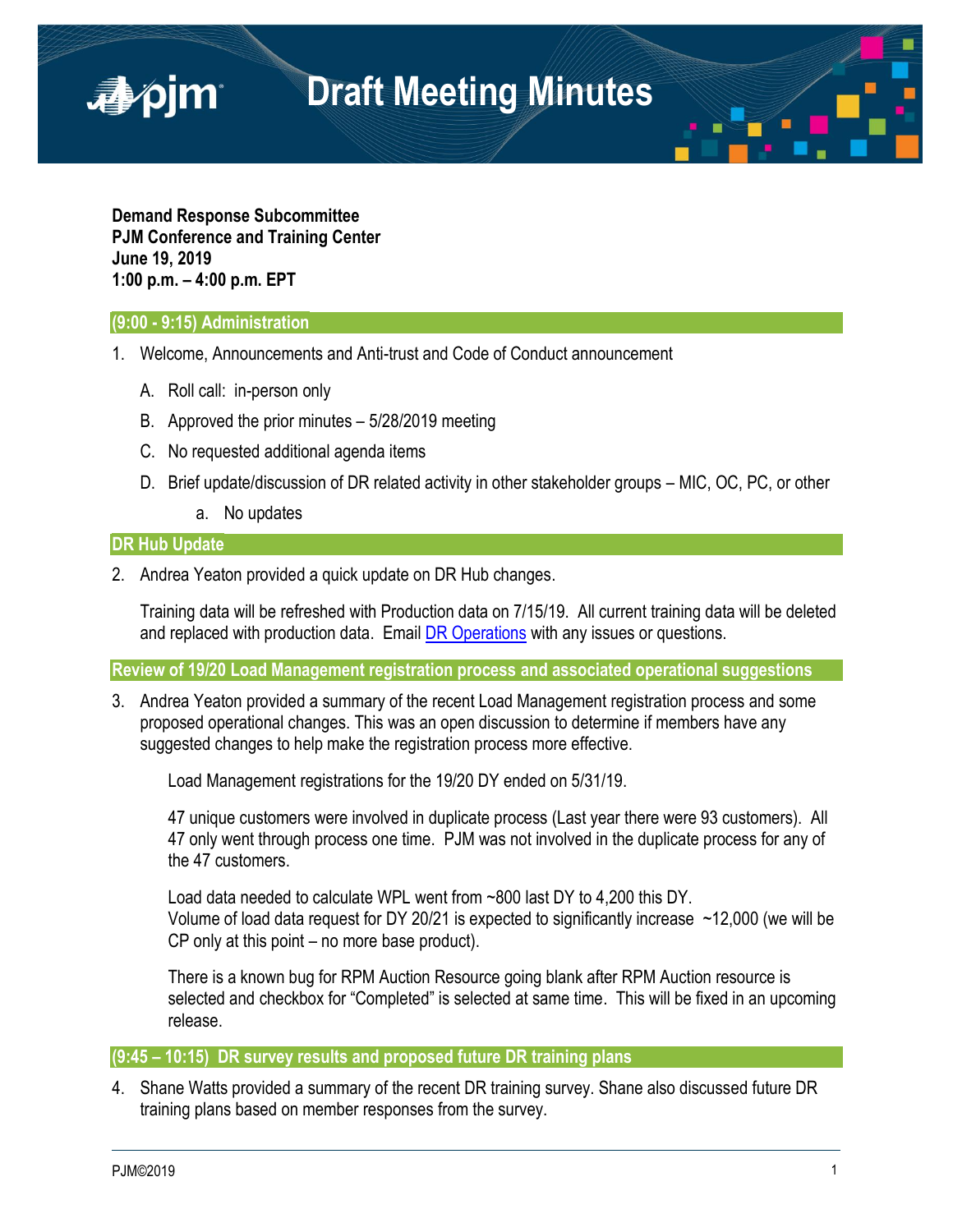# Draft Meeting Minutes

**Demand Response Subcommittee**
**PJM Conference and Training Center**
**June 19, 2019**
**1:00 p.m. – 4:00 p.m. EPT**

## (9:00 - 9:15) Administration

1. Welcome, Announcements and Anti-trust and Code of Conduct announcement
   A. Roll call: in-person only
   B. Approved the prior minutes – 5/28/2019 meeting
   C. No requested additional agenda items
   D. Brief update/discussion of DR related activity in other stakeholder groups – MIC, OC, PC, or other
      a. No updates

## DR Hub Update

2. Andrea Yeaton provided a quick update on DR Hub changes.

   Training data will be refreshed with Production data on 7/15/19. All current training data will be deleted and replaced with production data. Email DR Operations with any issues or questions.

## Review of 19/20 Load Management registration process and associated operational suggestions

3. Andrea Yeaton provided a summary of the recent Load Management registration process and some proposed operational changes. This was an open discussion to determine if members have any suggested changes to help make the registration process more effective.

   Load Management registrations for the 19/20 DY ended on 5/31/19.

   47 unique customers were involved in duplicate process (Last year there were 93 customers). All 47 only went through process one time. PJM was not involved in the duplicate process for any of the 47 customers.

   Load data needed to calculate WPL went from ~800 last DY to 4,200 this DY.
   Volume of load data request for DY 20/21 is expected to significantly increase ~12,000 (we will be CP only at this point – no more base product).

   There is a known bug for RPM Auction Resource going blank after RPM Auction resource is selected and checkbox for "Completed" is selected at same time. This will be fixed in an upcoming release.

## (9:45 – 10:15) DR survey results and proposed future DR training plans

4. Shane Watts provided a summary of the recent DR training survey. Shane also discussed future DR training plans based on member responses from the survey.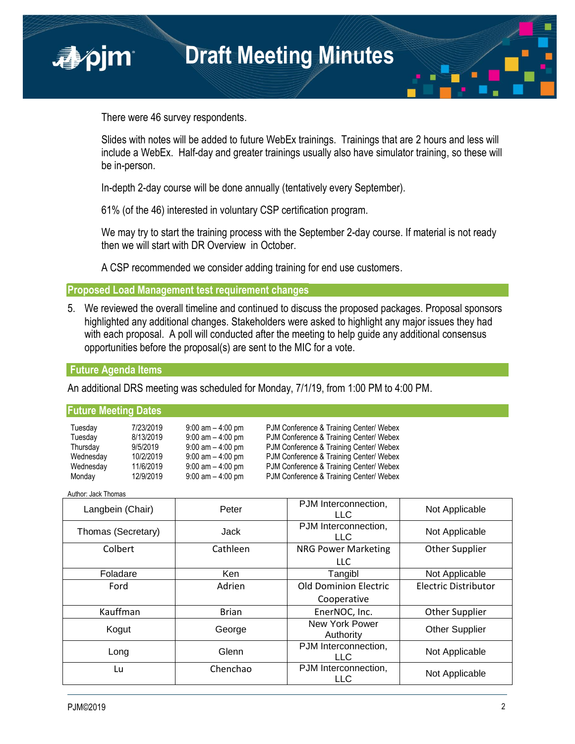There were 46 survey respondents.

Slides with notes will be added to future WebEx trainings. Trainings that are 2 hours and less will include a WebEx. Half-day and greater trainings usually also have simulator training, so these will be in-person.

In-depth 2-day course will be done annually (tentatively every September).

61% (of the 46) interested in voluntary CSP certification program.

We may try to start the training process with the September 2-day course. If material is not ready then we will start with DR Overview in October.

A CSP recommended we consider adding training for end use customers.

## Proposed Load Management test requirement changes

5. We reviewed the overall timeline and continued to discuss the proposed packages. Proposal sponsors highlighted any additional changes. Stakeholders were asked to highlight any major issues they had with each proposal. A poll will conducted after the meeting to help guide any additional consensus opportunities before the proposal(s) are sent to the MIC for a vote.

## Future Agenda Items

An additional DRS meeting was scheduled for Monday, 7/1/19, from 1:00 PM to 4:00 PM.

## Future Meeting Dates

| | | | |
|---|---|---|---|
| Tuesday | 7/23/2019 | 9:00 am – 4:00 pm | PJM Conference & Training Center/ Webex |
| Tuesday | 8/13/2019 | 9:00 am – 4:00 pm | PJM Conference & Training Center/ Webex |
| Thursday | 9/5/2019 | 9:00 am – 4:00 pm | PJM Conference & Training Center/ Webex |
| Wednesday | 10/2/2019 | 9:00 am – 4:00 pm | PJM Conference & Training Center/ Webex |
| Wednesday | 11/6/2019 | 9:00 am – 4:00 pm | PJM Conference & Training Center/ Webex |
| Monday | 12/9/2019 | 9:00 am – 4:00 pm | PJM Conference & Training Center/ Webex |

Author: Jack Thomas

| | | | |
|---|---|---|---|
| Langbein (Chair) | Peter | PJM Interconnection, LLC | Not Applicable |
| Thomas (Secretary) | Jack | PJM Interconnection, LLC | Not Applicable |
| Colbert | Cathleen | NRG Power Marketing LLC | Other Supplier |
| Foladare | Ken | Tangibl | Not Applicable |
| Ford | Adrien | Old Dominion Electric Cooperative | Electric Distributor |
| Kauffman | Brian | EnerNOC, Inc. | Other Supplier |
| Kogut | George | New York Power Authority | Other Supplier |
| Long | Glenn | PJM Interconnection, LLC | Not Applicable |
| Lu | Chenchao | PJM Interconnection, LLC | Not Applicable |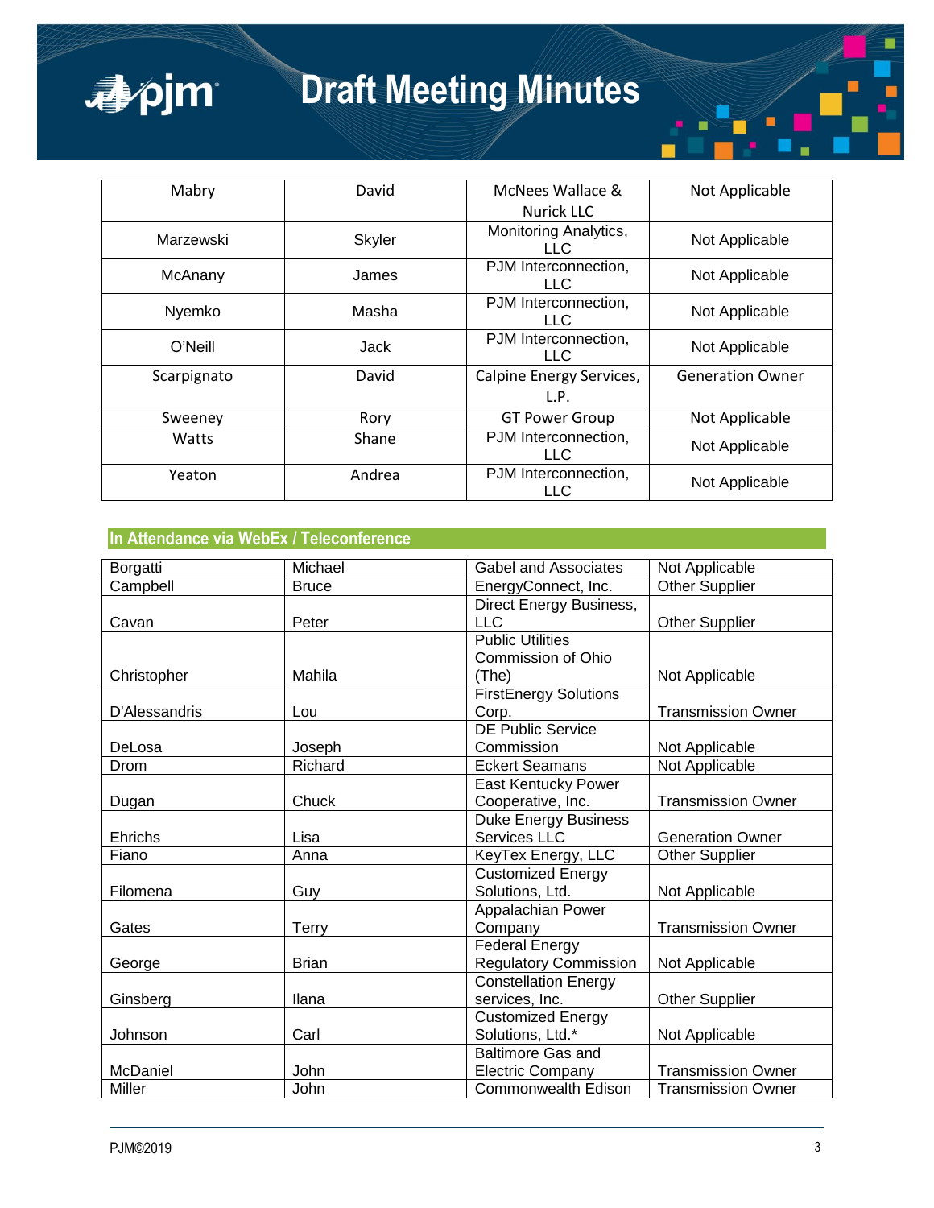| | | | |
|---|---|---|---|
| Mabry | David | McNees Wallace & Nurick LLC | Not Applicable |
| Marzewski | Skyler | Monitoring Analytics, LLC | Not Applicable |
| McAnany | James | PJM Interconnection, LLC | Not Applicable |
| Nyemko | Masha | PJM Interconnection, LLC | Not Applicable |
| O'Neill | Jack | PJM Interconnection, LLC | Not Applicable |
| Scarpignato | David | Calpine Energy Services, L.P. | Generation Owner |
| Sweeney | Rory | GT Power Group | Not Applicable |
| Watts | Shane | PJM Interconnection, LLC | Not Applicable |
| Yeaton | Andrea | PJM Interconnection, LLC | Not Applicable |

## In Attendance via WebEx / Teleconference

| | | | |
|---|---|---|---|
| Borgatti | Michael | Gabel and Associates | Not Applicable |
| Campbell | Bruce | EnergyConnect, Inc. | Other Supplier |
| Cavan | Peter | Direct Energy Business, LLC | Other Supplier |
| Christopher | Mahila | Public Utilities Commission of Ohio (The) | Not Applicable |
| D'Alessandris | Lou | FirstEnergy Solutions Corp. | Transmission Owner |
| DeLosa | Joseph | DE Public Service Commission | Not Applicable |
| Drom | Richard | Eckert Seamans | Not Applicable |
| Dugan | Chuck | East Kentucky Power Cooperative, Inc. | Transmission Owner |
| Ehrichs | Lisa | Duke Energy Business Services LLC | Generation Owner |
| Fiano | Anna | KeyTex Energy, LLC | Other Supplier |
| Filomena | Guy | Customized Energy Solutions, Ltd. | Not Applicable |
| Gates | Terry | Appalachian Power Company | Transmission Owner |
| George | Brian | Federal Energy Regulatory Commission | Not Applicable |
| Ginsberg | Ilana | Constellation Energy services, Inc. | Other Supplier |
| Johnson | Carl | Customized Energy Solutions, Ltd.* | Not Applicable |
| McDaniel | John | Baltimore Gas and Electric Company | Transmission Owner |
| Miller | John | Commonwealth Edison | Transmission Owner |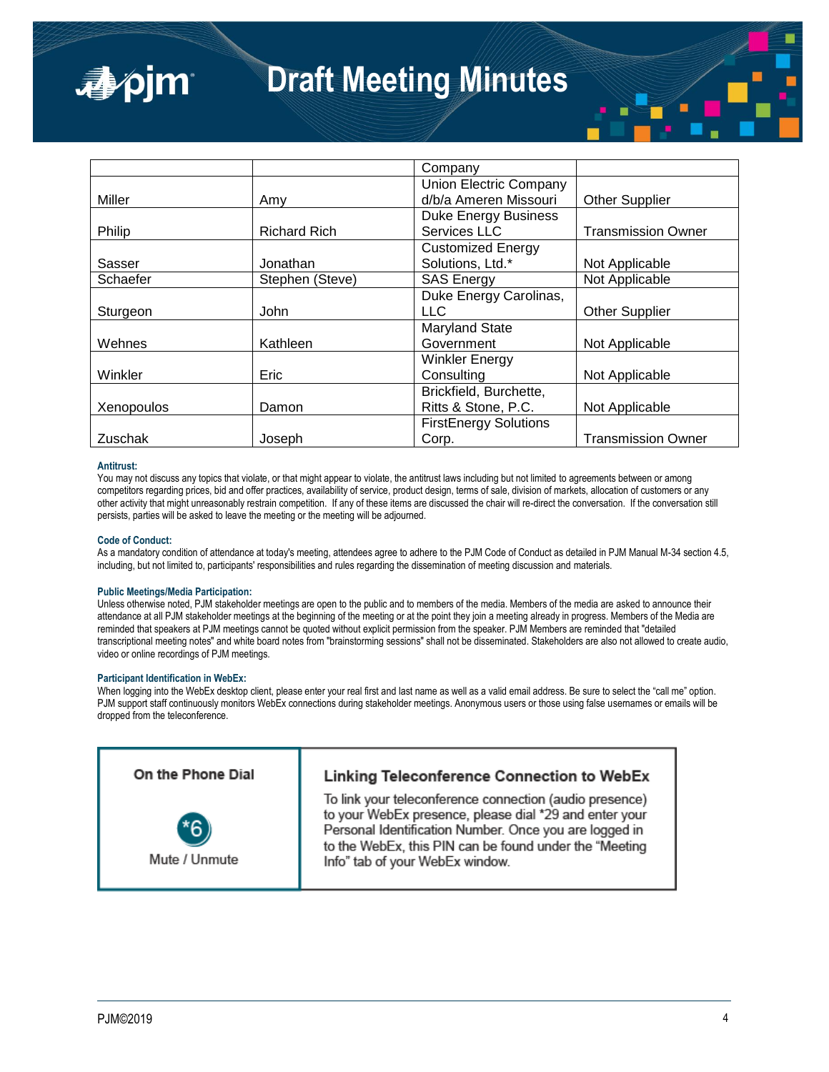| | | | |
|---|---|---|---|
| | | Company | |
| Miller | Amy | Union Electric Company d/b/a Ameren Missouri | Other Supplier |
| Philip | Richard Rich | Duke Energy Business Services LLC | Transmission Owner |
| Sasser | Jonathan | Customized Energy Solutions, Ltd.* | Not Applicable |
| Schaefer | Stephen (Steve) | SAS Energy | Not Applicable |
| Sturgeon | John | Duke Energy Carolinas, LLC | Other Supplier |
| Wehnes | Kathleen | Maryland State Government | Not Applicable |
| Winkler | Eric | Winkler Energy Consulting | Not Applicable |
| Xenopoulos | Damon | Brickfield, Burchette, Ritts & Stone, P.C. | Not Applicable |
| Zuschak | Joseph | FirstEnergy Solutions Corp. | Transmission Owner |

**Antitrust:**

You may not discuss any topics that violate, or that might appear to violate, the antitrust laws including but not limited to agreements between or among competitors regarding prices, bid and offer practices, availability of service, product design, terms of sale, division of markets, allocation of customers or any other activity that might unreasonably restrain competition. If any of these items are discussed the chair will re-direct the conversation. If the conversation still persists, parties will be asked to leave the meeting or the meeting will be adjourned.

**Code of Conduct:**

As a mandatory condition of attendance at today's meeting, attendees agree to adhere to the PJM Code of Conduct as detailed in PJM Manual M-34 section 4.5, including, but not limited to, participants' responsibilities and rules regarding the dissemination of meeting discussion and materials.

**Public Meetings/Media Participation:**

Unless otherwise noted, PJM stakeholder meetings are open to the public and to members of the media. Members of the media are asked to announce their attendance at all PJM stakeholder meetings at the beginning of the meeting or at the point they join a meeting already in progress. Members of the Media are reminded that speakers at PJM meetings cannot be quoted without explicit permission from the speaker. PJM Members are reminded that "detailed transcriptional meeting notes" and white board notes from "brainstorming sessions" shall not be disseminated. Stakeholders are also not allowed to create audio, video or online recordings of PJM meetings.

**Participant Identification in WebEx:**

When logging into the WebEx desktop client, please enter your real first and last name as well as a valid email address. Be sure to select the "call me" option. PJM support staff continuously monitors WebEx connections during stakeholder meetings. Anonymous users or those using false usernames or emails will be dropped from the teleconference.

| On the Phone Dial | Linking Teleconference Connection to WebEx |
|---|---|
| *6 Mute / Unmute | To link your teleconference connection (audio presence) to your WebEx presence, please dial *29 and enter your Personal Identification Number. Once you are logged in to the WebEx, this PIN can be found under the "Meeting Info" tab of your WebEx window. |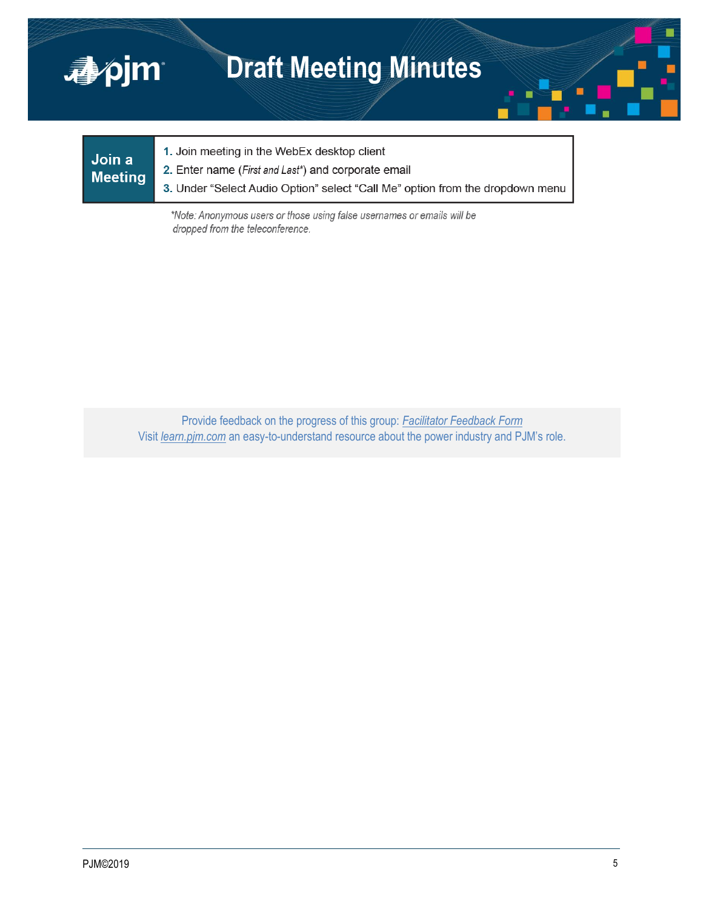# Draft Meeting Minutes

| **Join a Meeting** | 1. Join meeting in the WebEx desktop client<br>2. Enter name (*First and Last\**) and corporate email<br>3. Under "Select Audio Option" select "Call Me" option from the dropdown menu |
|---|---|

*\*Note: Anonymous users or those using false usernames or emails will be dropped from the teleconference.*

Provide feedback on the progress of this group: *Facilitator Feedback Form*
Visit *learn.pjm.com* an easy-to-understand resource about the power industry and PJM's role.